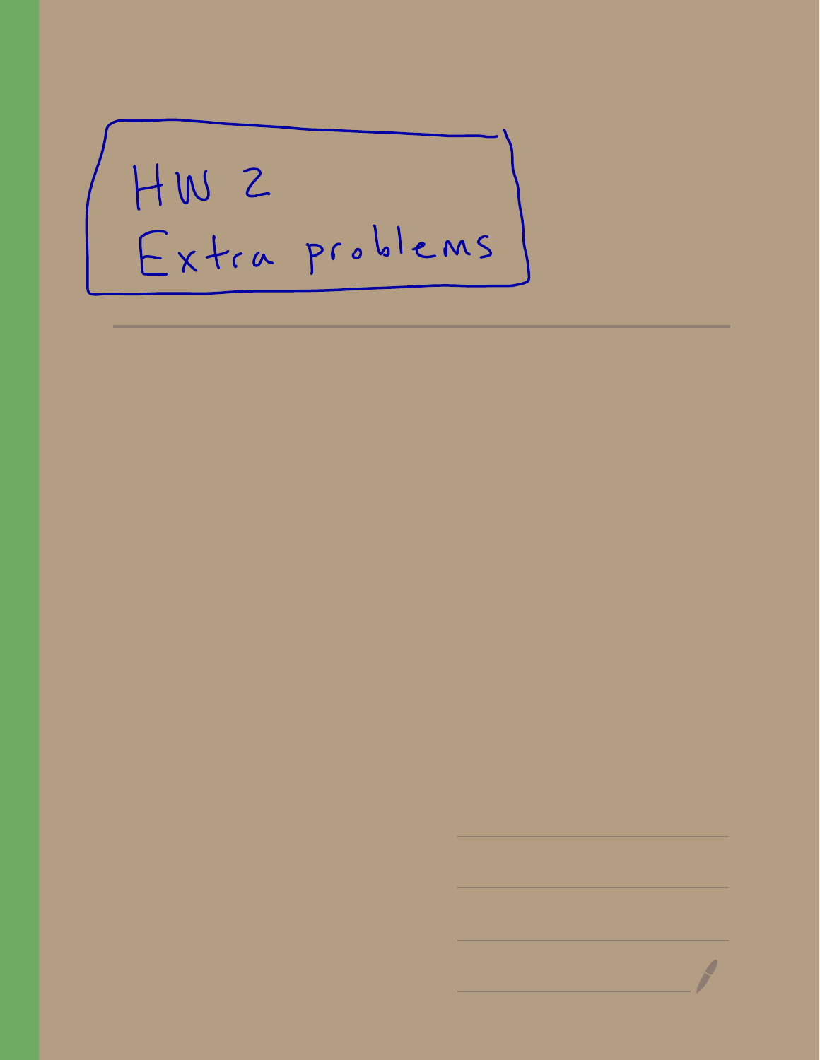# HW 2
# Extra problems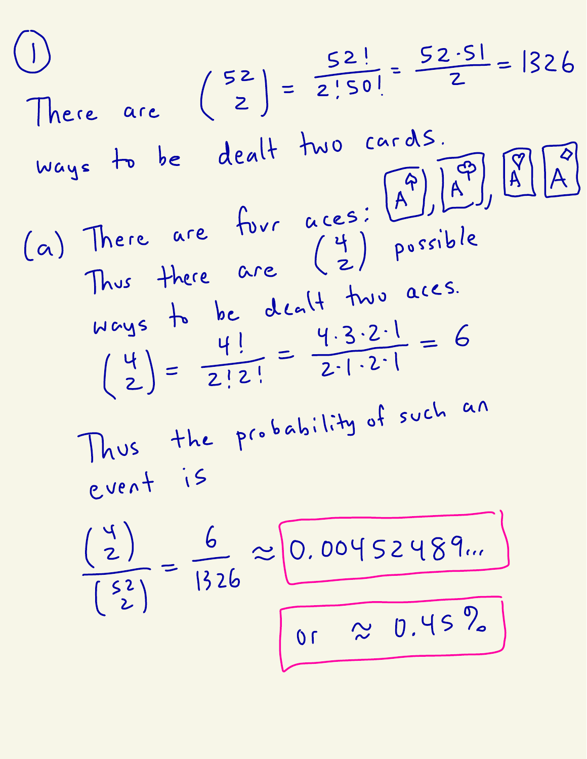## ①

There are $\binom{52}{2} = \frac{52!}{2!\,50!} = \frac{52 \cdot 51}{2} = 1326$ ways to be dealt two cards.

(a) There are four aces: A♠, A♣, A♥, A♦. Thus there are $\binom{4}{2}$ possible ways to be dealt two aces.

$$\binom{4}{2} = \frac{4!}{2!\,2!} = \frac{4 \cdot 3 \cdot 2 \cdot 1}{2 \cdot 1 \cdot 2 \cdot 1} = 6$$

Thus the probability of such an event is

$$\frac{\binom{4}{2}}{\binom{52}{2}} = \frac{6}{1326} \approx 0.00452489\ldots$$

or $\approx 0.45\%$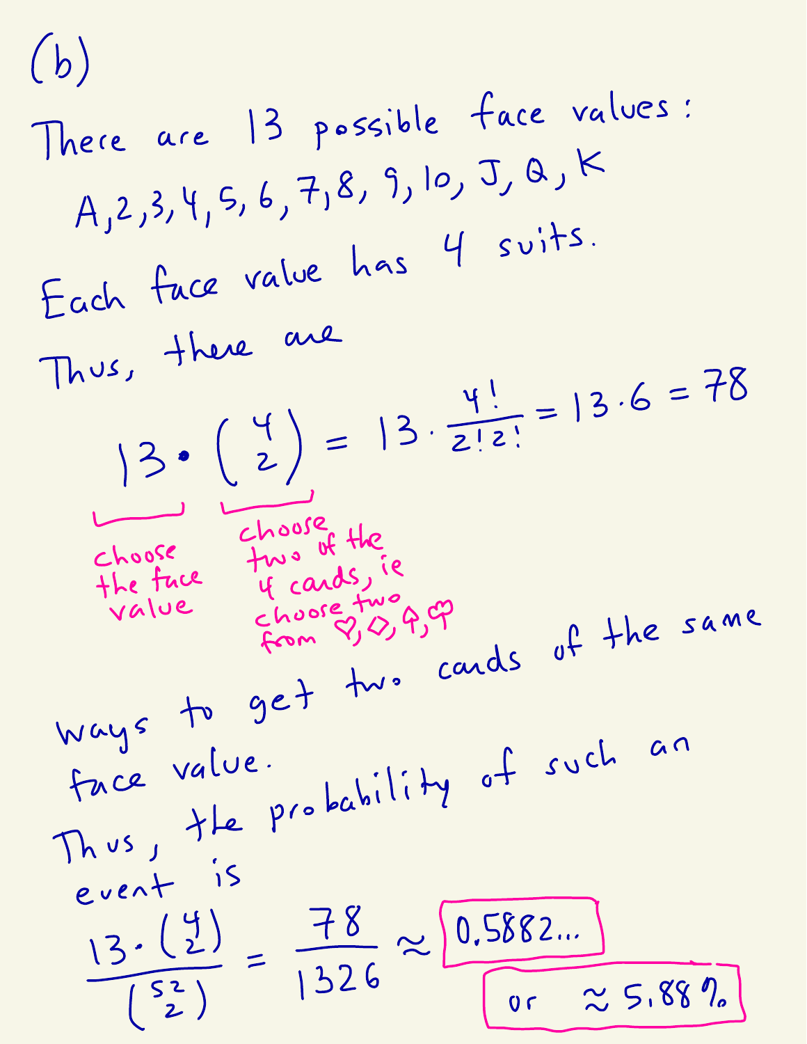(b)

There are 13 possible face values:

A, 2, 3, 4, 5, 6, 7, 8, 9, 10, J, Q, K

Each face value has 4 suits.

Thus, there are

$$13 \cdot \binom{4}{2} = 13 \cdot \frac{4!}{2!2!} = 13 \cdot 6 = 78$$

(choose the face value: $13$; choose two of the 4 cards, ie choose two from ♡, ♢, ♤, ♧: $\binom{4}{2}$)

ways to get two cards of the same face value.

Thus, the probability of such an event is

$$\frac{13 \cdot \binom{4}{2}}{\binom{52}{2}} = \frac{78}{1326} \approx \boxed{0.5882\ldots}$$

$\boxed{\text{or } \approx 5.88\%}$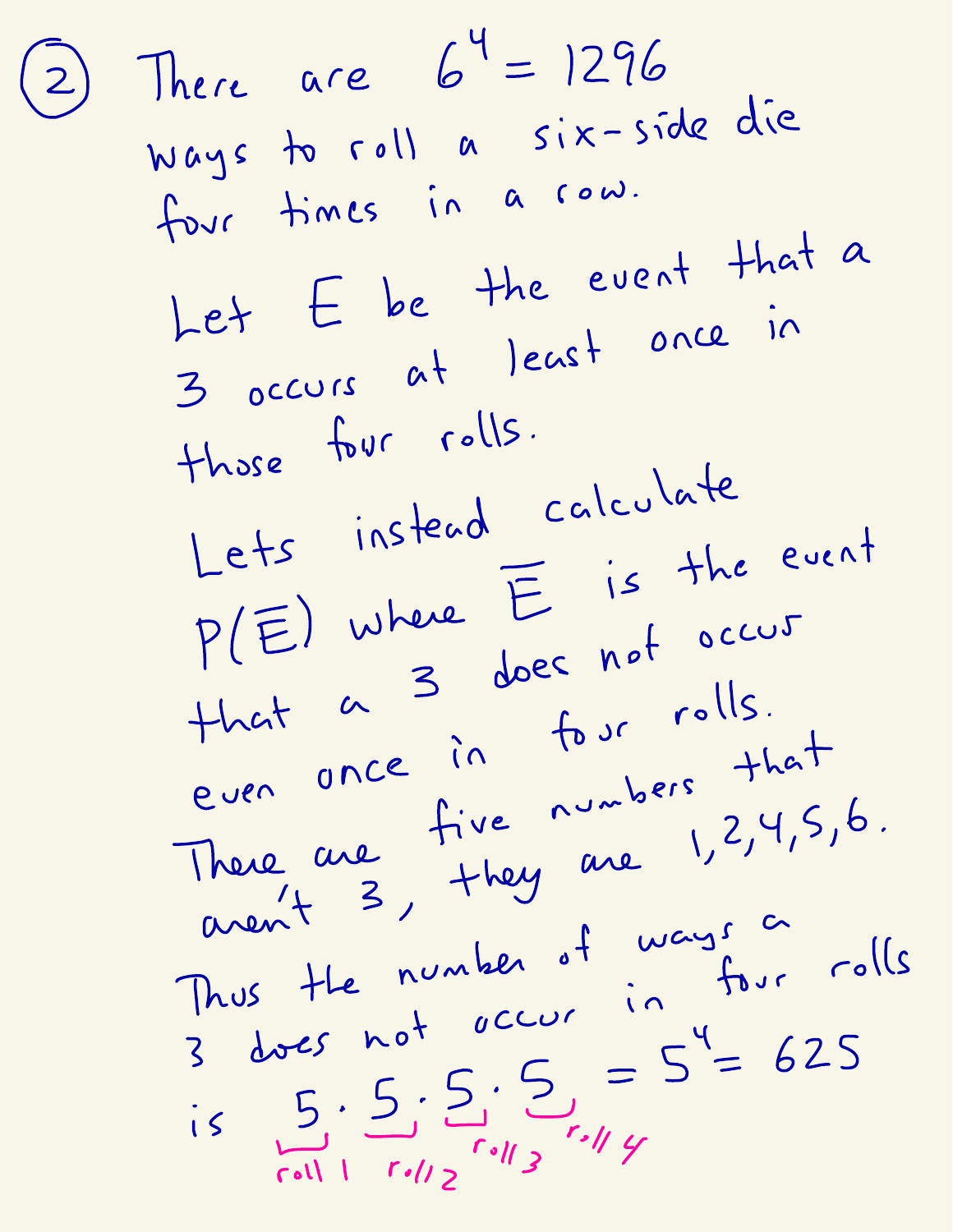(2) There are $6^4 = 1296$ ways to roll a six-side die four times in a row.

Let $E$ be the event that a 3 occurs at least once in those four rolls.

Lets instead calculate $P(\overline{E})$ where $\overline{E}$ is the event that a 3 does not occur even once in four rolls.

There are five numbers that aren't 3, they are 1, 2, 4, 5, 6.

Thus the number of ways a 3 does not occur in four rolls is

$$\underbrace{5}_{\text{roll 1}} \cdot \underbrace{5}_{\text{roll 2}} \cdot \underbrace{5}_{\text{roll 3}} \cdot \underbrace{5}_{\text{roll 4}} = 5^4 = 625$$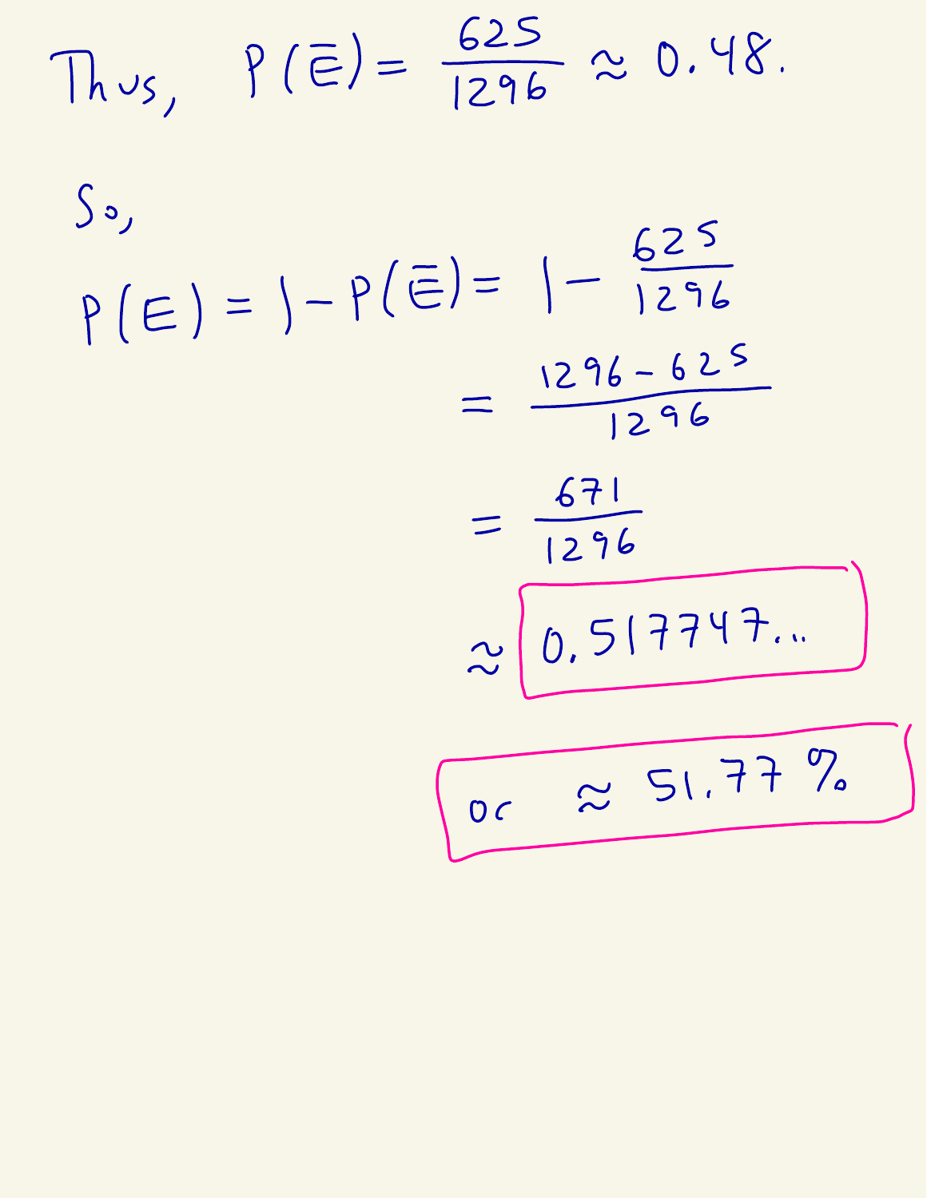Thus, $P(\overline{E}) = \frac{625}{1296} \approx 0.48.$

So,

$$P(E) = 1 - P(\overline{E}) = 1 - \frac{625}{1296}$$

$$= \frac{1296 - 625}{1296}$$

$$= \frac{671}{1296}$$

$$\approx 0.517747\ldots$$

or $\approx 51.77\%$